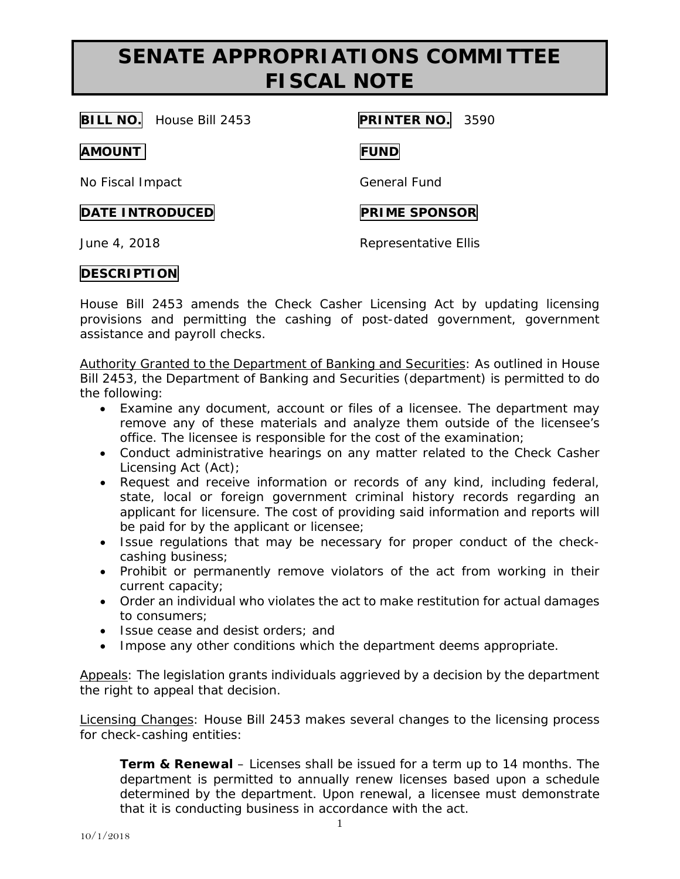# SENATE APPROPRIATIONS COMMITTEE FISCAL NOTE

**BILL NO.** House Bill 2453

**PRINTER NO.** 3590

**AMOUNT**

No Fiscal Impact

**FUND**

General Fund

**DATE INTRODUCED**

June 4, 2018

**PRIME SPONSOR**

Representative Ellis

**DESCRIPTION**

House Bill 2453 amends the Check Casher Licensing Act by updating licensing provisions and permitting the cashing of post-dated government, government assistance and payroll checks.

Authority Granted to the Department of Banking and Securities: As outlined in House Bill 2453, the Department of Banking and Securities (department) is permitted to do the following:

- Examine any document, account or files of a licensee. The department may remove any of these materials and analyze them outside of the licensee's office. The licensee is responsible for the cost of the examination;
- Conduct administrative hearings on any matter related to the Check Casher Licensing Act (Act);
- Request and receive information or records of any kind, including federal, state, local or foreign government criminal history records regarding an applicant for licensure. The cost of providing said information and reports will be paid for by the applicant or licensee;
- Issue regulations that may be necessary for proper conduct of the check-cashing business;
- Prohibit or permanently remove violators of the act from working in their current capacity;
- Order an individual who violates the act to make restitution for actual damages to consumers;
- Issue cease and desist orders; and
- Impose any other conditions which the department deems appropriate.

Appeals: The legislation grants individuals aggrieved by a decision by the department the right to appeal that decision.

Licensing Changes: House Bill 2453 makes several changes to the licensing process for check-cashing entities:

> **Term & Renewal** – Licenses shall be issued for a term up to 14 months. The department is permitted to annually renew licenses based upon a schedule determined by the department. Upon renewal, a licensee must demonstrate that it is conducting business in accordance with the act.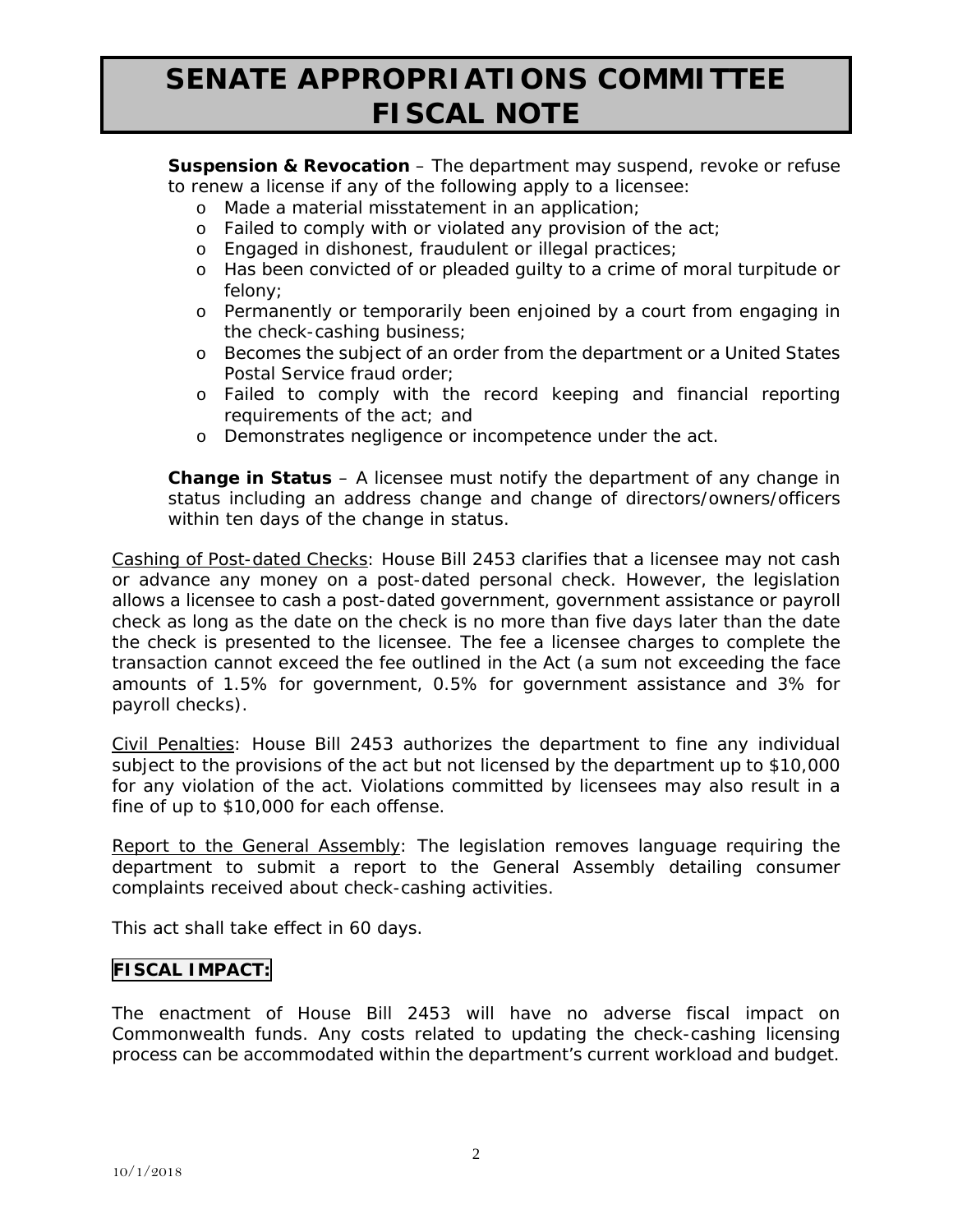# SENATE APPROPRIATIONS COMMITTEE FISCAL NOTE

**Suspension & Revocation** – The department may suspend, revoke or refuse to renew a license if any of the following apply to a licensee:

- Made a material misstatement in an application;
- Failed to comply with or violated any provision of the act;
- Engaged in dishonest, fraudulent or illegal practices;
- Has been convicted of or pleaded guilty to a crime of moral turpitude or felony;
- Permanently or temporarily been enjoined by a court from engaging in the check-cashing business;
- Becomes the subject of an order from the department or a United States Postal Service fraud order;
- Failed to comply with the record keeping and financial reporting requirements of the act; and
- Demonstrates negligence or incompetence under the act.

**Change in Status** – A licensee must notify the department of any change in status including an address change and change of directors/owners/officers within ten days of the change in status.

<u>Cashing of Post-dated Checks</u>: House Bill 2453 clarifies that a licensee may not cash or advance any money on a post-dated personal check. However, the legislation allows a licensee to cash a post-dated government, government assistance or payroll check as long as the date on the check is no more than five days later than the date the check is presented to the licensee. The fee a licensee charges to complete the transaction cannot exceed the fee outlined in the Act (a sum not exceeding the face amounts of 1.5% for government, 0.5% for government assistance and 3% for payroll checks).

<u>Civil Penalties</u>: House Bill 2453 authorizes the department to fine any individual subject to the provisions of the act but not licensed by the department up to $10,000 for any violation of the act. Violations committed by licensees may also result in a fine of up to $10,000 for each offense.

<u>Report to the General Assembly</u>: The legislation removes language requiring the department to submit a report to the General Assembly detailing consumer complaints received about check-cashing activities.

This act shall take effect in 60 days.

**FISCAL IMPACT:**

The enactment of House Bill 2453 will have no adverse fiscal impact on Commonwealth funds. Any costs related to updating the check-cashing licensing process can be accommodated within the department's current workload and budget.

10/1/2018